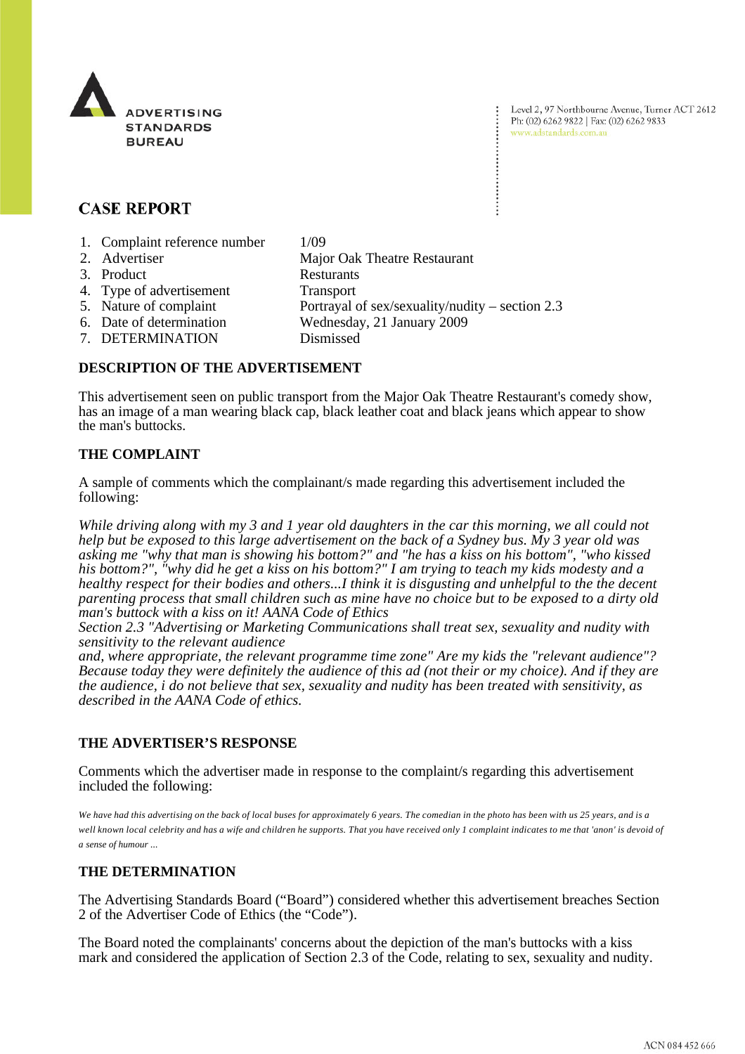ADVERTISING STANDARDS BUREAU

Level 2, 97 Northbourne Avenue, Turner ACT 2612
Ph: (02) 6262 9822 | Fax: (02) 6262 9833
www.adstandards.com.au

## CASE REPORT

1. Complaint reference number 1/09
2. Advertiser Major Oak Theatre Restaurant
3. Product Resturants
4. Type of advertisement Transport
5. Nature of complaint Portrayal of sex/sexuality/nudity – section 2.3
6. Date of determination Wednesday, 21 January 2009
7. DETERMINATION Dismissed

### DESCRIPTION OF THE ADVERTISEMENT

This advertisement seen on public transport from the Major Oak Theatre Restaurant's comedy show, has an image of a man wearing black cap, black leather coat and black jeans which appear to show the man's buttocks.

### THE COMPLAINT

A sample of comments which the complainant/s made regarding this advertisement included the following:

*While driving along with my 3 and 1 year old daughters in the car this morning, we all could not help but be exposed to this large advertisement on the back of a Sydney bus. My 3 year old was asking me "why that man is showing his bottom?" and "he has a kiss on his bottom", "who kissed his bottom?", "why did he get a kiss on his bottom?" I am trying to teach my kids modesty and a healthy respect for their bodies and others...I think it is disgusting and unhelpful to the the decent parenting process that small children such as mine have no choice but to be exposed to a dirty old man's buttock with a kiss on it! AANA Code of Ethics*
*Section 2.3 "Advertising or Marketing Communications shall treat sex, sexuality and nudity with sensitivity to the relevant audience*
*and, where appropriate, the relevant programme time zone" Are my kids the "relevant audience"? Because today they were definitely the audience of this ad (not their or my choice). And if they are the audience, i do not believe that sex, sexuality and nudity has been treated with sensitivity, as described in the AANA Code of ethics.*

### THE ADVERTISER'S RESPONSE

Comments which the advertiser made in response to the complaint/s regarding this advertisement included the following:

*We have had this advertising on the back of local buses for approximately 6 years. The comedian in the photo has been with us 25 years, and is a well known local celebrity and has a wife and children he supports. That you have received only 1 complaint indicates to me that 'anon' is devoid of a sense of humour ...*

### THE DETERMINATION

The Advertising Standards Board ("Board") considered whether this advertisement breaches Section 2 of the Advertiser Code of Ethics (the "Code").

The Board noted the complainants' concerns about the depiction of the man's buttocks with a kiss mark and considered the application of Section 2.3 of the Code, relating to sex, sexuality and nudity.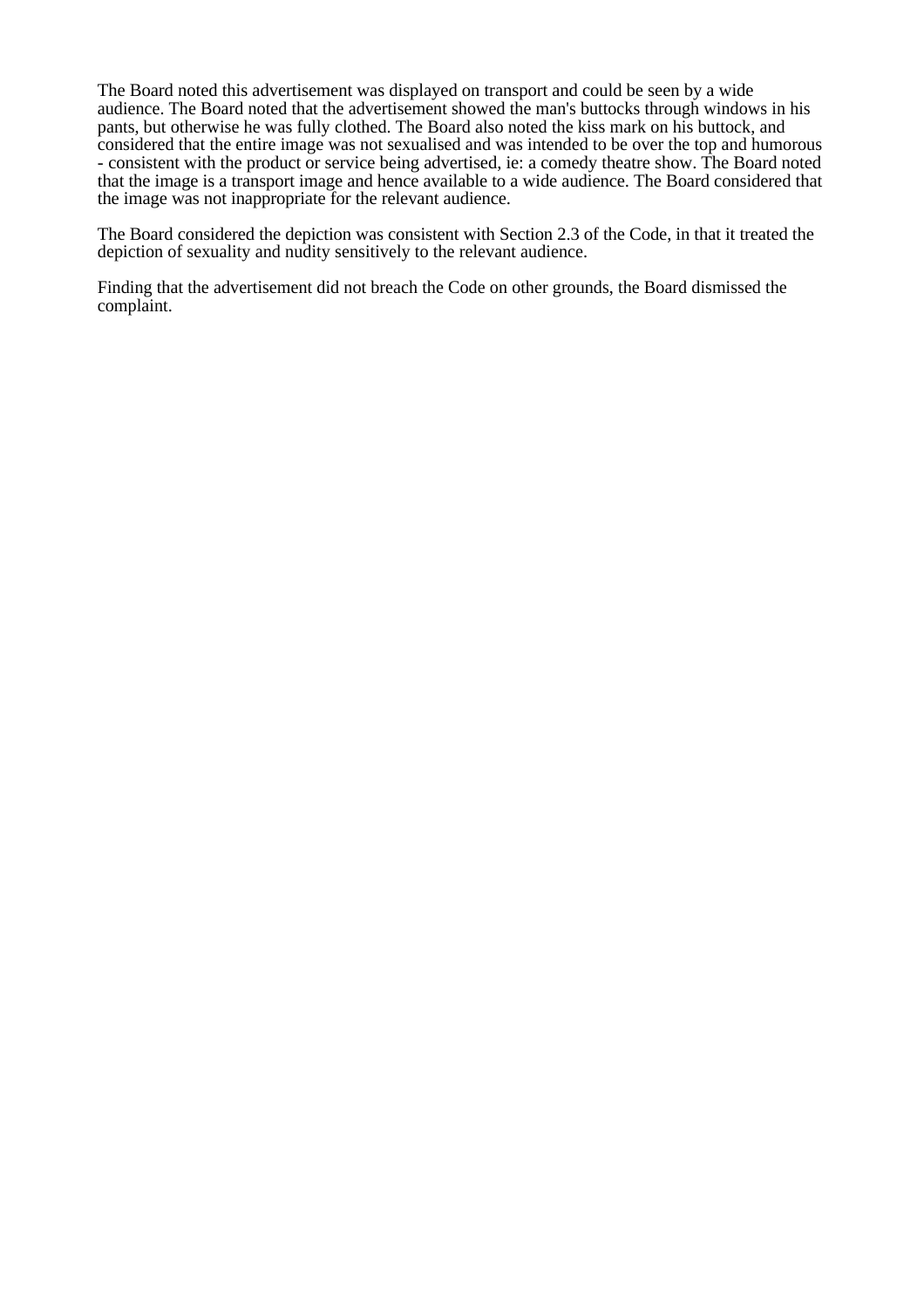The Board noted this advertisement was displayed on transport and could be seen by a wide audience. The Board noted that the advertisement showed the man's buttocks through windows in his pants, but otherwise he was fully clothed. The Board also noted the kiss mark on his buttock, and considered that the entire image was not sexualised and was intended to be over the top and humorous - consistent with the product or service being advertised, ie: a comedy theatre show. The Board noted that the image is a transport image and hence available to a wide audience. The Board considered that the image was not inappropriate for the relevant audience.

The Board considered the depiction was consistent with Section 2.3 of the Code, in that it treated the depiction of sexuality and nudity sensitively to the relevant audience.

Finding that the advertisement did not breach the Code on other grounds, the Board dismissed the complaint.